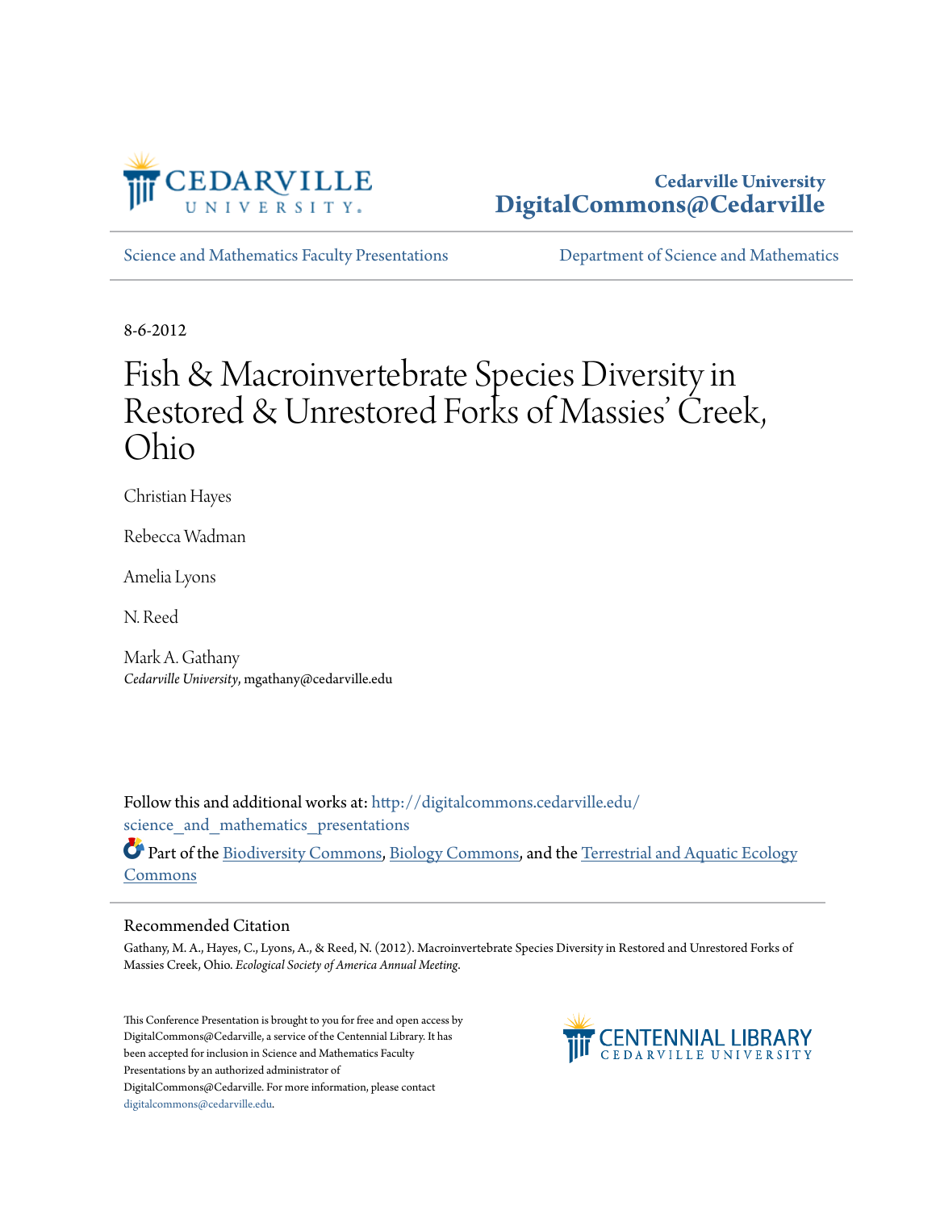Cedarville University
**DigitalCommons@Cedarville**

Science and Mathematics Faculty Presentations | Department of Science and Mathematics

8-6-2012

# Fish & Macroinvertebrate Species Diversity in Restored & Unrestored Forks of Massies' Creek, Ohio

Christian Hayes

Rebecca Wadman

Amelia Lyons

N. Reed

Mark A. Gathany
*Cedarville University*, mgathany@cedarville.edu

Follow this and additional works at: http://digitalcommons.cedarville.edu/science_and_mathematics_presentations

Part of the Biodiversity Commons, Biology Commons, and the Terrestrial and Aquatic Ecology Commons

## Recommended Citation

Gathany, M. A., Hayes, C., Lyons, A., & Reed, N. (2012). Macroinvertebrate Species Diversity in Restored and Unrestored Forks of Massies Creek, Ohio. *Ecological Society of America Annual Meeting*.

This Conference Presentation is brought to you for free and open access by DigitalCommons@Cedarville, a service of the Centennial Library. It has been accepted for inclusion in Science and Mathematics Faculty Presentations by an authorized administrator of DigitalCommons@Cedarville. For more information, please contact digitalcommons@cedarville.edu.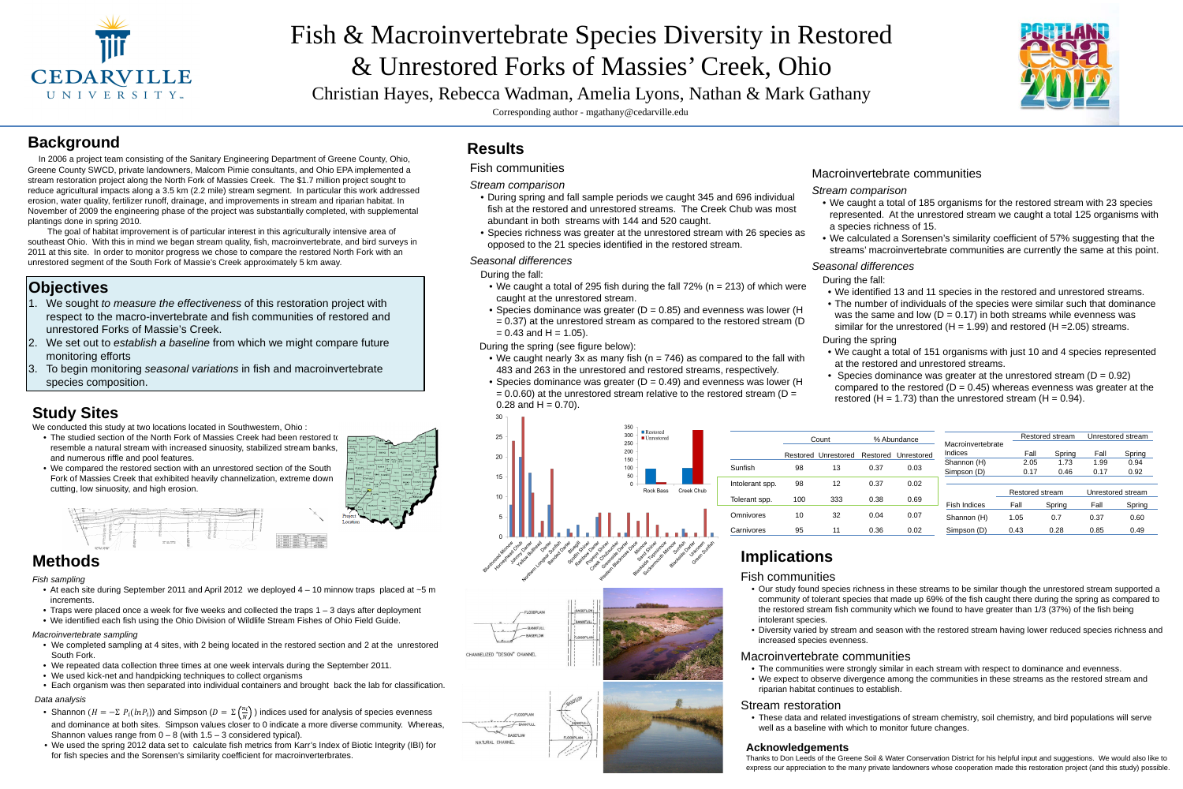# Fish & Macroinvertebrate Species Diversity in Restored & Unrestored Forks of Massies' Creek, Ohio

Christian Hayes, Rebecca Wadman, Amelia Lyons, Nathan & Mark Gathany

Corresponding author - mgathany@cedarville.edu

## Background

In 2006 a project team consisting of the Sanitary Engineering Department of Greene County, Ohio, Greene County SWCD, private landowners, Malcom Pirnie consultants, and Ohio EPA implemented a stream restoration project along the North Fork of Massies Creek. The $1.7 million project sought to reduce agricultural impacts along a 3.5 km (2.2 mile) stream segment. In particular this work addressed erosion, water quality, fertilizer runoff, drainage, and improvements in stream and riparian habitat. In November of 2009 the engineering phase of the project was substantially completed, with supplemental plantings done in spring 2010.

The goal of habitat improvement is of particular interest in this agriculturally intensive area of southeast Ohio. With this in mind we began stream quality, fish, macroinvertebrate, and bird surveys in 2011 at this site. In order to monitor progress we chose to compare the restored North Fork with an unrestored segment of the South Fork of Massie's Creek approximately 5 km away.

## Objectives

1. We sought *to measure the effectiveness* of this restoration project with respect to the macro-invertebrate and fish communities of restored and unrestored Forks of Massie's Creek.
2. We set out to *establish a baseline* from which we might compare future monitoring efforts
3. To begin monitoring *seasonal variations* in fish and macroinvertebrate species composition.

## Study Sites

We conducted this study at two locations located in Southwestern, Ohio :

- The studied section of the North Fork of Massies Creek had been restored to resemble a natural stream with increased sinuosity, stabilized stream banks, and numerous riffle and pool features.
- We compared the restored section with an unrestored section of the South Fork of Massies Creek that exhibited heavy channelization, extreme down cutting, low sinuosity, and high erosion.

Project Location

## Methods

*Fish sampling*

- At each site during September 2011 and April 2012 we deployed 4 – 10 minnow traps placed at ~5 m increments.
- Traps were placed once a week for five weeks and collected the traps 1 – 3 days after deployment
- We identified each fish using the Ohio Division of Wildlife Stream Fishes of Ohio Field Guide.

*Macroinvertebrate sampling*

- We completed sampling at 4 sites, with 2 being located in the restored section and 2 at the unrestored South Fork.
- We repeated data collection three times at one week intervals during the September 2011.
- We used kick-net and handpicking techniques to collect organisms
- Each organism was then separated into individual containers and brought back the lab for classification.

*Data analysis*

- Shannon ($H = -\Sigma\ P_i(\ln P_i)$) and Simpson ($D = \Sigma\left(\frac{n_i}{N}\right)$) indices used for analysis of species evenness and dominance at both sites. Simpson values closer to 0 indicate a more diverse community. Whereas, Shannon values range from 0 – 8 (with 1.5 – 3 considered typical).
- We used the spring 2012 data set to calculate fish metrics from Karr's Index of Biotic Integrity (IBI) for fish species and the Sorensen's similarity coefficient for macroinvertebrates.

## Results

### Fish communities

*Stream comparison*

- During spring and fall sample periods we caught 345 and 696 individual fish at the restored and unrestored streams. The Creek Chub was most abundant in both streams with 144 and 520 caught.
- Species richness was greater at the unrestored stream with 26 species as opposed to the 21 species identified in the restored stream.

*Seasonal differences*

During the fall:

- We caught a total of 295 fish during the fall 72% (n = 213) of which were caught at the unrestored stream.
- Species dominance was greater (D = 0.85) and evenness was lower (H = 0.37) at the unrestored stream as compared to the restored stream (D = 0.43 and H = 1.05).

During the spring (see figure below):

- We caught nearly 3x as many fish (n = 746) as compared to the fall with 483 and 263 in the unrestored and restored streams, respectively.
- Species dominance was greater (D = 0.49) and evenness was lower (H = 0.0.60) at the unrestored stream relative to the restored stream (D = 0.28 and H = 0.70).

30
25
20
15
10
5
0

Bluntnosed Minnow, Hornyhead Chub, Johnny Darter, Yellow Bullhead, Northern Longear Sunfish, Banded Darter, Bluegill, Spotfin Shiner, Rainbow Darter, Popeye Shiner, Creek Chubsucker, Greenside Darter, Western Blacknose Dace, Minnow, Sand Shiner, Blackside Topminnow, Suckermouth Minnow, Sunfish, Blackside Darter, Unknown, Green Sunfish

350
300
250
200
150
100
50
0

Restored
Unrestored

Rock Bass, Creek Chub

| | Count | | % Abundance | |
|---|---|---|---|---|
| | Restored | Unrestored | Restored | Unrestored |
| Sunfish | 98 | 13 | 0.37 | 0.03 |
| Intolerant spp. | 98 | 12 | 0.37 | 0.02 |
| Tolerant spp. | 100 | 333 | 0.38 | 0.69 |
| Omnivores | 10 | 32 | 0.04 | 0.07 |
| Carnivores | 95 | 11 | 0.36 | 0.02 |

### Macroinvertebrate communities

*Stream comparison*

- We caught a total of 185 organisms for the restored stream with 23 species represented. At the unrestored stream we caught a total 125 organisms with a species richness of 15.
- We calculated a Sorensen's similarity coefficient of 57% suggesting that the streams' macroinvertebrate communities are currently the same at this point.

*Seasonal differences*

During the fall:

- We identified 13 and 11 species in the restored and unrestored streams.
- The number of individuals of the species were similar such that dominance was the same and low (D = 0.17) in both streams while evenness was similar for the unrestored (H = 1.99) and restored (H =2.05) streams.

During the spring

- We caught a total of 151 organisms with just 10 and 4 species represented at the restored and unrestored streams.
- Species dominance was greater at the unrestored stream (D = 0.92) compared to the restored (D = 0.45) whereas evenness was greater at the restored (H = 1.73) than the unrestored stream (H = 0.94).

| Macroinvertebrate Indices | Restored stream | | Unrestored stream | |
|---|---|---|---|---|
| | Fall | Spring | Fall | Spring |
| Shannon (H) | 2.05 | 1.73 | 1.99 | 0.94 |
| Simpson (D) | 0.17 | 0.46 | 0.17 | 0.92 |

| Fish Indices | Restored stream | | Unrestored stream | |
|---|---|---|---|---|
| | Fall | Spring | Fall | Spring |
| Shannon (H) | 1.05 | 0.7 | 0.37 | 0.60 |
| Simpson (D) | 0.43 | 0.28 | 0.85 | 0.49 |

CHANNELIZED "DESIGN" CHANNEL

NATURAL CHANNEL

## Implications

### Fish communities

- Our study found species richness in these streams to be similar though the unrestored stream supported a community of tolerant species that made up 69% of the fish caught there during the spring as compared to the restored stream fish community which we found to have greater than 1/3 (37%) of the fish being intolerant species.
- Diversity varied by stream and season with the restored stream having lower reduced species richness and increased species evenness.

### Macroinvertebrate communities

- The communities were strongly similar in each stream with respect to dominance and evenness.
- We expect to observe divergence among the communities in these streams as the restored stream and riparian habitat continues to establish.

### Stream restoration

- These data and related investigations of stream chemistry, soil chemistry, and bird populations will serve well as a baseline with which to monitor future changes.

### Acknowledgements

Thanks to Don Leeds of the Greene Soil & Water Conservation District for his helpful input and suggestions. We would also like to express our appreciation to the many private landowners whose cooperation made this restoration project (and this study) possible.